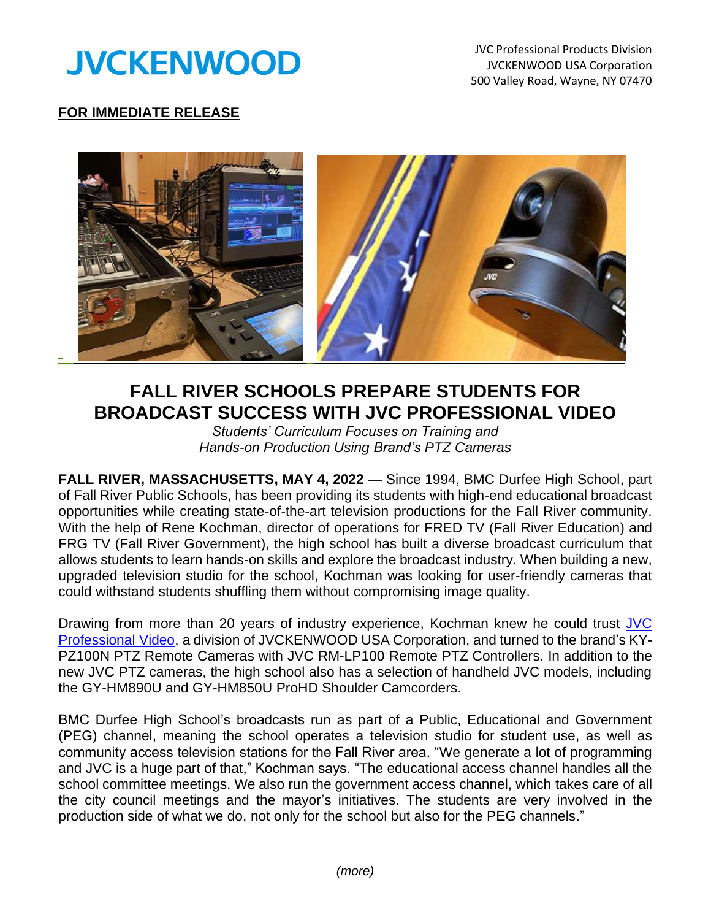JVCKENWOOD

JVC Professional Products Division
JVCKENWOOD USA Corporation
500 Valley Road, Wayne, NY 07470

**FOR IMMEDIATE RELEASE**

# FALL RIVER SCHOOLS PREPARE STUDENTS FOR BROADCAST SUCCESS WITH JVC PROFESSIONAL VIDEO

*Students' Curriculum Focuses on Training and Hands-on Production Using Brand's PTZ Cameras*

**FALL RIVER, MASSACHUSETTS, MAY 4, 2022** — Since 1994, BMC Durfee High School, part of Fall River Public Schools, has been providing its students with high-end educational broadcast opportunities while creating state-of-the-art television productions for the Fall River community. With the help of Rene Kochman, director of operations for FRED TV (Fall River Education) and FRG TV (Fall River Government), the high school has built a diverse broadcast curriculum that allows students to learn hands-on skills and explore the broadcast industry. When building a new, upgraded television studio for the school, Kochman was looking for user-friendly cameras that could withstand students shuffling them without compromising image quality.

Drawing from more than 20 years of industry experience, Kochman knew he could trust JVC Professional Video, a division of JVCKENWOOD USA Corporation, and turned to the brand's KY-PZ100N PTZ Remote Cameras with JVC RM-LP100 Remote PTZ Controllers. In addition to the new JVC PTZ cameras, the high school also has a selection of handheld JVC models, including the GY-HM890U and GY-HM850U ProHD Shoulder Camcorders.

BMC Durfee High School's broadcasts run as part of a Public, Educational and Government (PEG) channel, meaning the school operates a television studio for student use, as well as community access television stations for the Fall River area. "We generate a lot of programming and JVC is a huge part of that," Kochman says. "The educational access channel handles all the school committee meetings. We also run the government access channel, which takes care of all the city council meetings and the mayor's initiatives. The students are very involved in the production side of what we do, not only for the school but also for the PEG channels."

*(more)*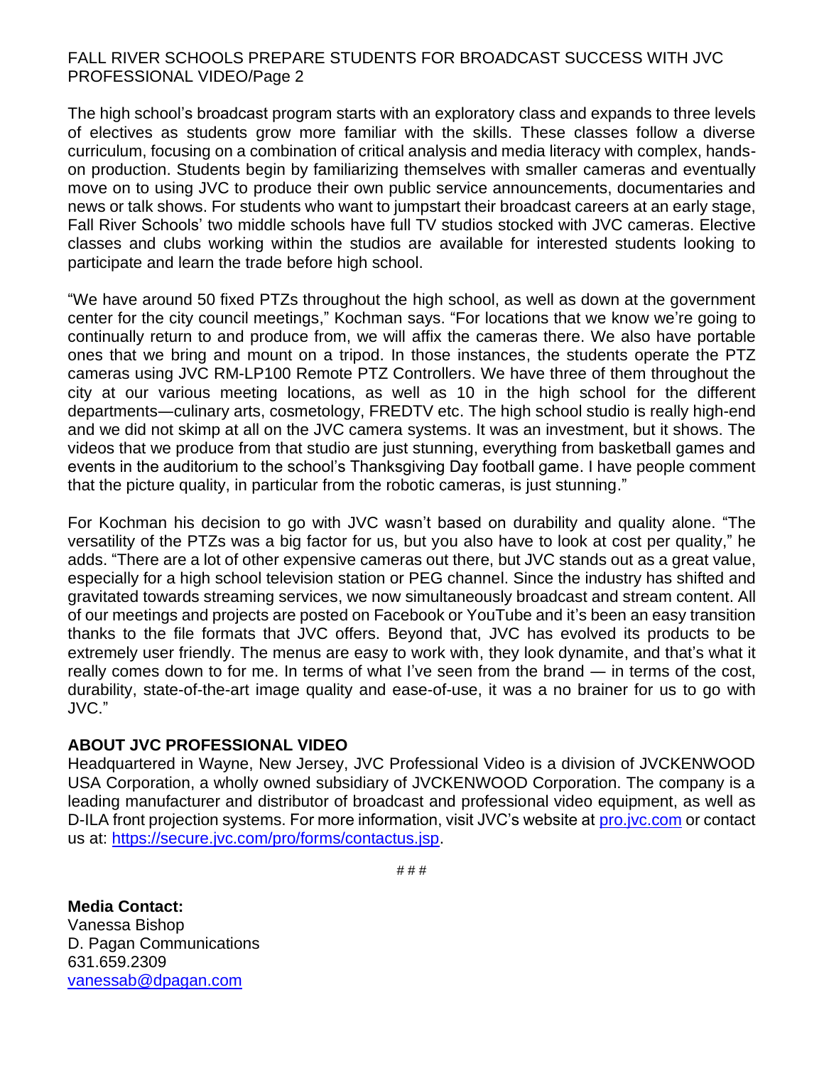The high school's broadcast program starts with an exploratory class and expands to three levels of electives as students grow more familiar with the skills. These classes follow a diverse curriculum, focusing on a combination of critical analysis and media literacy with complex, hands-on production. Students begin by familiarizing themselves with smaller cameras and eventually move on to using JVC to produce their own public service announcements, documentaries and news or talk shows. For students who want to jumpstart their broadcast careers at an early stage, Fall River Schools' two middle schools have full TV studios stocked with JVC cameras. Elective classes and clubs working within the studios are available for interested students looking to participate and learn the trade before high school.

"We have around 50 fixed PTZs throughout the high school, as well as down at the government center for the city council meetings," Kochman says. "For locations that we know we're going to continually return to and produce from, we will affix the cameras there. We also have portable ones that we bring and mount on a tripod. In those instances, the students operate the PTZ cameras using JVC RM-LP100 Remote PTZ Controllers. We have three of them throughout the city at our various meeting locations, as well as 10 in the high school for the different departments—culinary arts, cosmetology, FREDTV etc. The high school studio is really high-end and we did not skimp at all on the JVC camera systems. It was an investment, but it shows. The videos that we produce from that studio are just stunning, everything from basketball games and events in the auditorium to the school's Thanksgiving Day football game. I have people comment that the picture quality, in particular from the robotic cameras, is just stunning."

For Kochman his decision to go with JVC wasn't based on durability and quality alone. "The versatility of the PTZs was a big factor for us, but you also have to look at cost per quality," he adds. "There are a lot of other expensive cameras out there, but JVC stands out as a great value, especially for a high school television station or PEG channel. Since the industry has shifted and gravitated towards streaming services, we now simultaneously broadcast and stream content. All of our meetings and projects are posted on Facebook or YouTube and it's been an easy transition thanks to the file formats that JVC offers. Beyond that, JVC has evolved its products to be extremely user friendly. The menus are easy to work with, they look dynamite, and that's what it really comes down to for me. In terms of what I've seen from the brand — in terms of the cost, durability, state-of-the-art image quality and ease-of-use, it was a no brainer for us to go with JVC."

**ABOUT JVC PROFESSIONAL VIDEO**

Headquartered in Wayne, New Jersey, JVC Professional Video is a division of JVCKENWOOD USA Corporation, a wholly owned subsidiary of JVCKENWOOD Corporation. The company is a leading manufacturer and distributor of broadcast and professional video equipment, as well as D-ILA front projection systems. For more information, visit JVC's website at [pro.jvc.com](pro.jvc.com) or contact us at: [https://secure.jvc.com/pro/forms/contactus.jsp](https://secure.jvc.com/pro/forms/contactus.jsp).

# # #

**Media Contact:**
Vanessa Bishop
D. Pagan Communications
631.659.2309
[vanessab@dpagan.com](mailto:vanessab@dpagan.com)